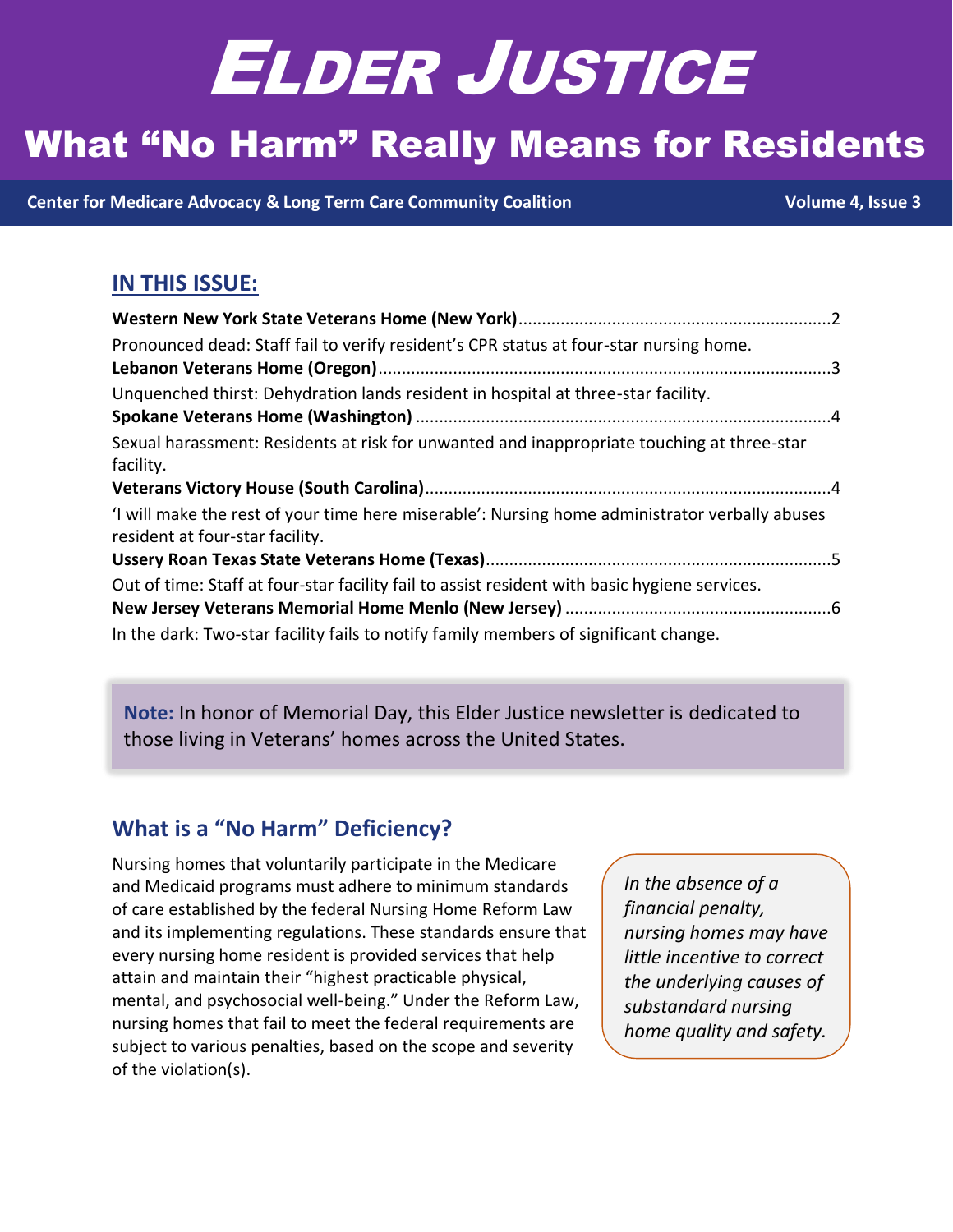# Elder Justice

## What "No Harm" Really Means for Residents

**Center for Medicare Advocacy & Long Term Care Community Coalition** **Volume 4, Issue 3**

### IN THIS ISSUE:

**Western New York State Veterans Home (New York)**..................................................................2

Pronounced dead: Staff fail to verify resident's CPR status at four-star nursing home.

**Lebanon Veterans Home (Oregon)**..................................................................................................3

Unquenched thirst: Dehydration lands resident in hospital at three-star facility.

**Spokane Veterans Home (Washington)**..........................................................................................4

Sexual harassment: Residents at risk for unwanted and inappropriate touching at three-star facility.

**Veterans Victory House (South Carolina)**......................................................................................4

'I will make the rest of your time here miserable': Nursing home administrator verbally abuses resident at four-star facility.

**Ussery Roan Texas State Veterans Home (Texas)**..........................................................................5

Out of time: Staff at four-star facility fail to assist resident with basic hygiene services.

**New Jersey Veterans Memorial Home Menlo (New Jersey)**..........................................................6

In the dark: Two-star facility fails to notify family members of significant change.

> **Note:** In honor of Memorial Day, this Elder Justice newsletter is dedicated to those living in Veterans' homes across the United States.

### What is a "No Harm" Deficiency?

Nursing homes that voluntarily participate in the Medicare and Medicaid programs must adhere to minimum standards of care established by the federal Nursing Home Reform Law and its implementing regulations. These standards ensure that every nursing home resident is provided services that help attain and maintain their "highest practicable physical, mental, and psychosocial well-being." Under the Reform Law, nursing homes that fail to meet the federal requirements are subject to various penalties, based on the scope and severity of the violation(s).

> *In the absence of a financial penalty, nursing homes may have little incentive to correct the underlying causes of substandard nursing home quality and safety.*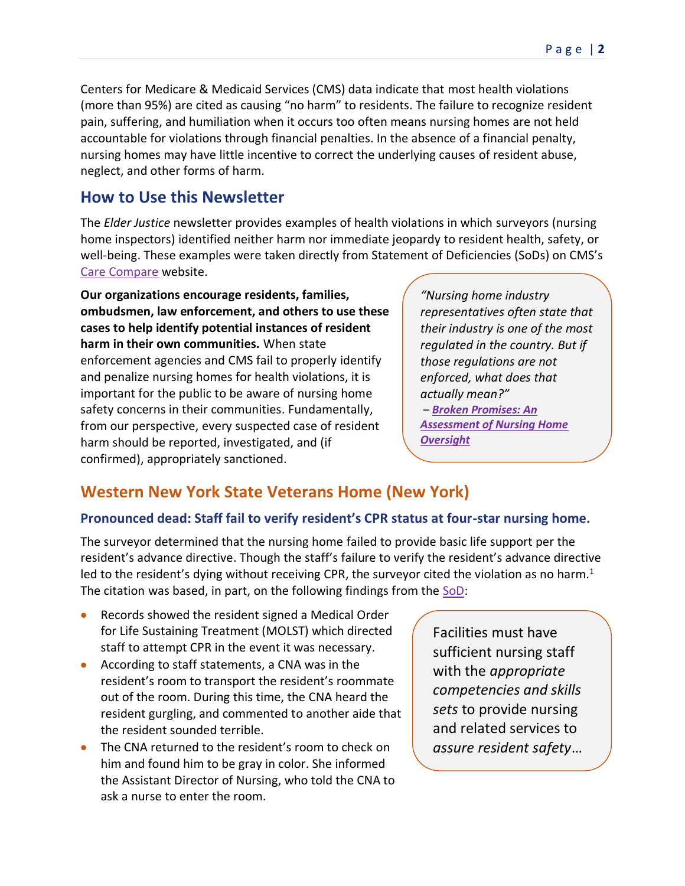Centers for Medicare & Medicaid Services (CMS) data indicate that most health violations (more than 95%) are cited as causing "no harm" to residents. The failure to recognize resident pain, suffering, and humiliation when it occurs too often means nursing homes are not held accountable for violations through financial penalties. In the absence of a financial penalty, nursing homes may have little incentive to correct the underlying causes of resident abuse, neglect, and other forms of harm.

## How to Use this Newsletter

The *Elder Justice* newsletter provides examples of health violations in which surveyors (nursing home inspectors) identified neither harm nor immediate jeopardy to resident health, safety, or well-being. These examples were taken directly from Statement of Deficiencies (SoDs) on CMS's Care Compare website.

**Our organizations encourage residents, families, ombudsmen, law enforcement, and others to use these cases to help identify potential instances of resident harm in their own communities.** When state enforcement agencies and CMS fail to properly identify and penalize nursing homes for health violations, it is important for the public to be aware of nursing home safety concerns in their communities. Fundamentally, from our perspective, every suspected case of resident harm should be reported, investigated, and (if confirmed), appropriately sanctioned.

> *"Nursing home industry representatives often state that their industry is one of the most regulated in the country. But if those regulations are not enforced, what does that actually mean?"*
> – ***Broken Promises: An Assessment of Nursing Home Oversight***

## Western New York State Veterans Home (New York)

### Pronounced dead: Staff fail to verify resident's CPR status at four-star nursing home.

The surveyor determined that the nursing home failed to provide basic life support per the resident's advance directive. Though the staff's failure to verify the resident's advance directive led to the resident's dying without receiving CPR, the surveyor cited the violation as no harm.[1] The citation was based, in part, on the following findings from the SoD:

- Records showed the resident signed a Medical Order for Life Sustaining Treatment (MOLST) which directed staff to attempt CPR in the event it was necessary.
- According to staff statements, a CNA was in the resident's room to transport the resident's roommate out of the room. During this time, the CNA heard the resident gurgling, and commented to another aide that the resident sounded terrible.
- The CNA returned to the resident's room to check on him and found him to be gray in color. She informed the Assistant Director of Nursing, who told the CNA to ask a nurse to enter the room.

> Facilities must have sufficient nursing staff with the *appropriate competencies and skills sets* to provide nursing and related services to *assure resident safety*…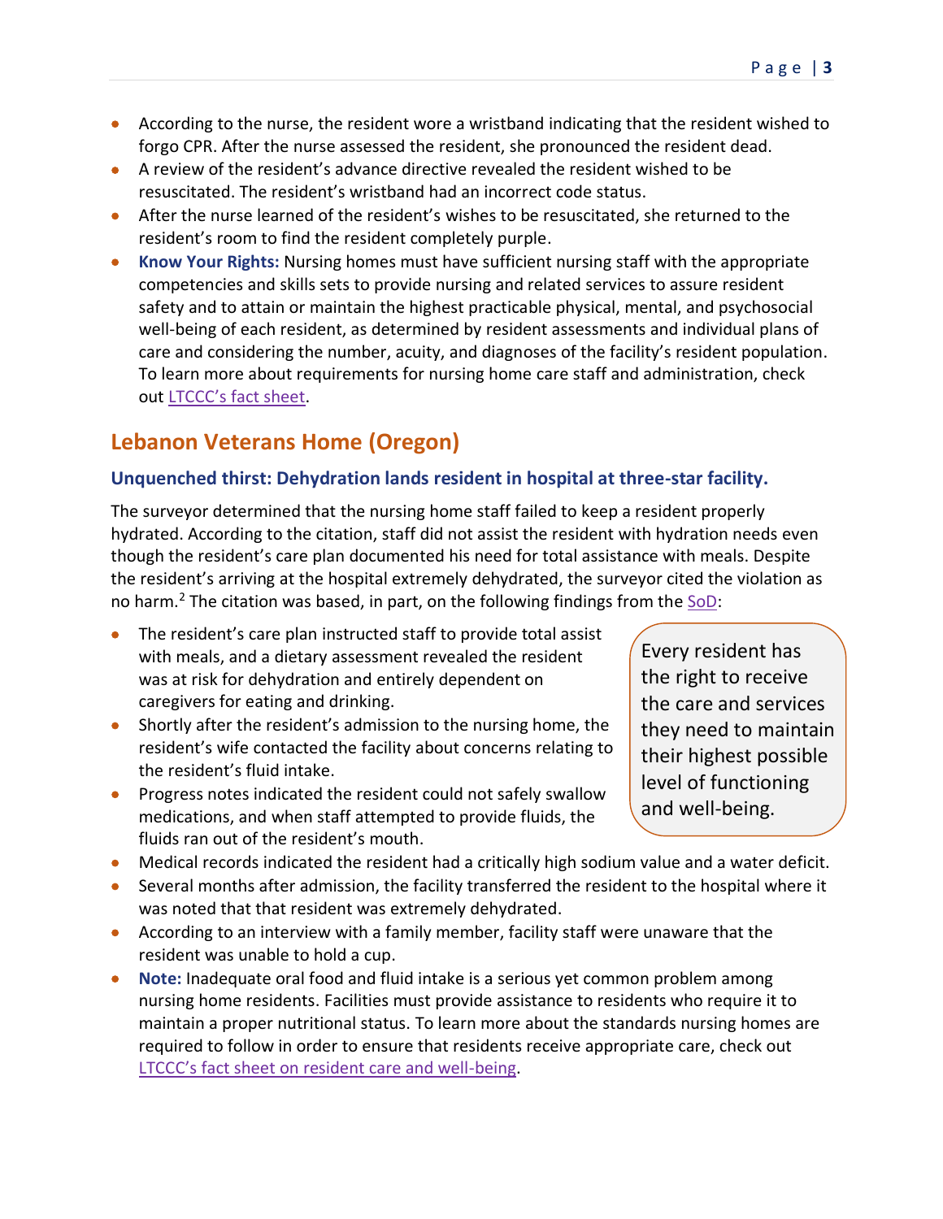- According to the nurse, the resident wore a wristband indicating that the resident wished to forgo CPR. After the nurse assessed the resident, she pronounced the resident dead.
- A review of the resident's advance directive revealed the resident wished to be resuscitated. The resident's wristband had an incorrect code status.
- After the nurse learned of the resident's wishes to be resuscitated, she returned to the resident's room to find the resident completely purple.
- **Know Your Rights:** Nursing homes must have sufficient nursing staff with the appropriate competencies and skills sets to provide nursing and related services to assure resident safety and to attain or maintain the highest practicable physical, mental, and psychosocial well-being of each resident, as determined by resident assessments and individual plans of care and considering the number, acuity, and diagnoses of the facility's resident population. To learn more about requirements for nursing home care staff and administration, check out LTCCC's fact sheet.

## Lebanon Veterans Home (Oregon)

### Unquenched thirst: Dehydration lands resident in hospital at three-star facility.

The surveyor determined that the nursing home staff failed to keep a resident properly hydrated. According to the citation, staff did not assist the resident with hydration needs even though the resident's care plan documented his need for total assistance with meals. Despite the resident's arriving at the hospital extremely dehydrated, the surveyor cited the violation as no harm.[2] The citation was based, in part, on the following findings from the SoD:

- The resident's care plan instructed staff to provide total assist with meals, and a dietary assessment revealed the resident was at risk for dehydration and entirely dependent on caregivers for eating and drinking.
- Shortly after the resident's admission to the nursing home, the resident's wife contacted the facility about concerns relating to the resident's fluid intake.
- Progress notes indicated the resident could not safely swallow medications, and when staff attempted to provide fluids, the fluids ran out of the resident's mouth.
- Medical records indicated the resident had a critically high sodium value and a water deficit.
- Several months after admission, the facility transferred the resident to the hospital where it was noted that that resident was extremely dehydrated.
- According to an interview with a family member, facility staff were unaware that the resident was unable to hold a cup.
- **Note:** Inadequate oral food and fluid intake is a serious yet common problem among nursing home residents. Facilities must provide assistance to residents who require it to maintain a proper nutritional status. To learn more about the standards nursing homes are required to follow in order to ensure that residents receive appropriate care, check out LTCCC's fact sheet on resident care and well-being.

> Every resident has the right to receive the care and services they need to maintain their highest possible level of functioning and well-being.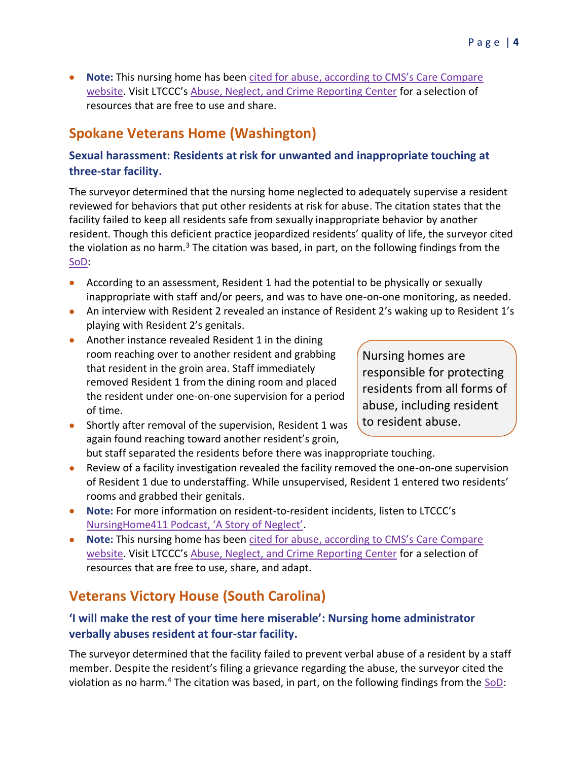- **Note:** This nursing home has been cited for abuse, according to CMS's Care Compare website. Visit LTCCC's Abuse, Neglect, and Crime Reporting Center for a selection of resources that are free to use and share.

## Spokane Veterans Home (Washington)

### Sexual harassment: Residents at risk for unwanted and inappropriate touching at three-star facility.

The surveyor determined that the nursing home neglected to adequately supervise a resident reviewed for behaviors that put other residents at risk for abuse. The citation states that the facility failed to keep all residents safe from sexually inappropriate behavior by another resident. Though this deficient practice jeopardized residents' quality of life, the surveyor cited the violation as no harm.[3] The citation was based, in part, on the following findings from the SoD:

- According to an assessment, Resident 1 had the potential to be physically or sexually inappropriate with staff and/or peers, and was to have one-on-one monitoring, as needed.
- An interview with Resident 2 revealed an instance of Resident 2's waking up to Resident 1's playing with Resident 2's genitals.
- Another instance revealed Resident 1 in the dining room reaching over to another resident and grabbing that resident in the groin area. Staff immediately removed Resident 1 from the dining room and placed the resident under one-on-one supervision for a period of time.
- Shortly after removal of the supervision, Resident 1 was again found reaching toward another resident's groin, but staff separated the residents before there was inappropriate touching.
- Review of a facility investigation revealed the facility removed the one-on-one supervision of Resident 1 due to understaffing. While unsupervised, Resident 1 entered two residents' rooms and grabbed their genitals.
- **Note:** For more information on resident-to-resident incidents, listen to LTCCC's NursingHome411 Podcast, 'A Story of Neglect'.
- **Note:** This nursing home has been cited for abuse, according to CMS's Care Compare website. Visit LTCCC's Abuse, Neglect, and Crime Reporting Center for a selection of resources that are free to use, share, and adapt.

> Nursing homes are responsible for protecting residents from all forms of abuse, including resident to resident abuse.

## Veterans Victory House (South Carolina)

### 'I will make the rest of your time here miserable': Nursing home administrator verbally abuses resident at four-star facility.

The surveyor determined that the facility failed to prevent verbal abuse of a resident by a staff member. Despite the resident's filing a grievance regarding the abuse, the surveyor cited the violation as no harm.[4] The citation was based, in part, on the following findings from the SoD: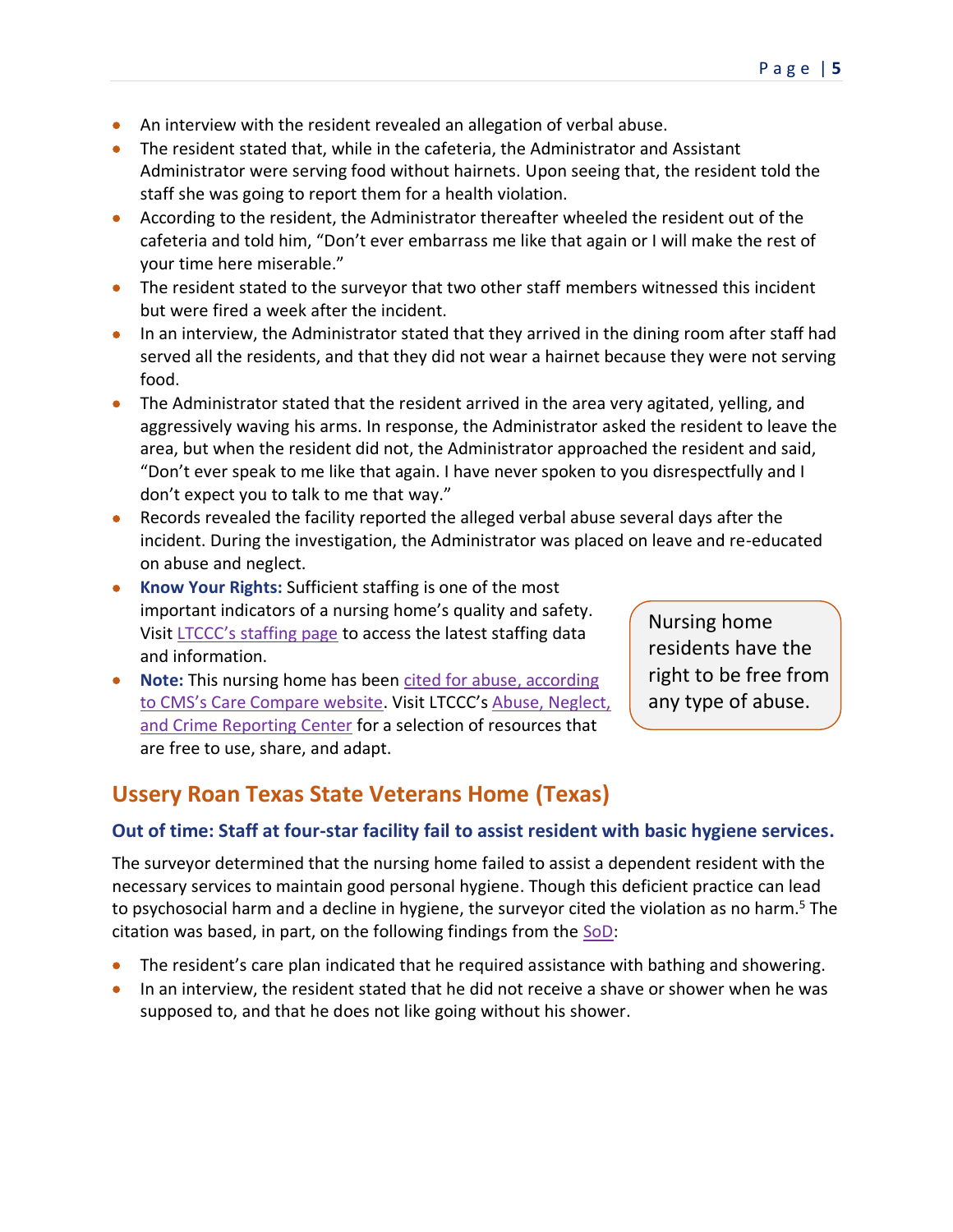- An interview with the resident revealed an allegation of verbal abuse.
- The resident stated that, while in the cafeteria, the Administrator and Assistant Administrator were serving food without hairnets. Upon seeing that, the resident told the staff she was going to report them for a health violation.
- According to the resident, the Administrator thereafter wheeled the resident out of the cafeteria and told him, "Don't ever embarrass me like that again or I will make the rest of your time here miserable."
- The resident stated to the surveyor that two other staff members witnessed this incident but were fired a week after the incident.
- In an interview, the Administrator stated that they arrived in the dining room after staff had served all the residents, and that they did not wear a hairnet because they were not serving food.
- The Administrator stated that the resident arrived in the area very agitated, yelling, and aggressively waving his arms. In response, the Administrator asked the resident to leave the area, but when the resident did not, the Administrator approached the resident and said, "Don't ever speak to me like that again. I have never spoken to you disrespectfully and I don't expect you to talk to me that way."
- Records revealed the facility reported the alleged verbal abuse several days after the incident. During the investigation, the Administrator was placed on leave and re-educated on abuse and neglect.
- **Know Your Rights:** Sufficient staffing is one of the most important indicators of a nursing home's quality and safety. Visit LTCCC's staffing page to access the latest staffing data and information.
- **Note:** This nursing home has been cited for abuse, according to CMS's Care Compare website. Visit LTCCC's Abuse, Neglect, and Crime Reporting Center for a selection of resources that are free to use, share, and adapt.

> Nursing home residents have the right to be free from any type of abuse.

## Ussery Roan Texas State Veterans Home (Texas)

### Out of time: Staff at four-star facility fail to assist resident with basic hygiene services.

The surveyor determined that the nursing home failed to assist a dependent resident with the necessary services to maintain good personal hygiene. Though this deficient practice can lead to psychosocial harm and a decline in hygiene, the surveyor cited the violation as no harm.[5] The citation was based, in part, on the following findings from the SoD:

- The resident's care plan indicated that he required assistance with bathing and showering.
- In an interview, the resident stated that he did not receive a shave or shower when he was supposed to, and that he does not like going without his shower.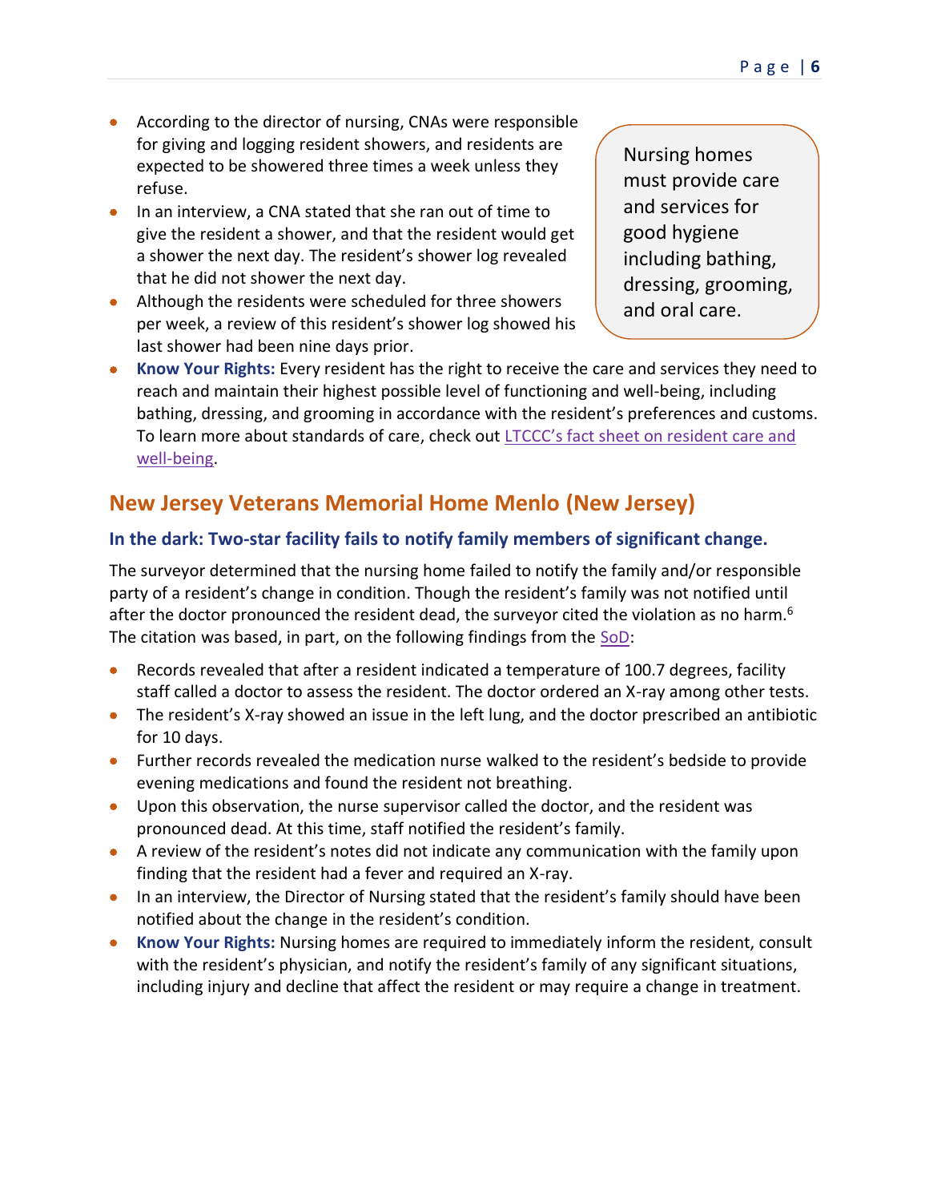- According to the director of nursing, CNAs were responsible for giving and logging resident showers, and residents are expected to be showered three times a week unless they refuse.
- In an interview, a CNA stated that she ran out of time to give the resident a shower, and that the resident would get a shower the next day. The resident's shower log revealed that he did not shower the next day.
- Although the residents were scheduled for three showers per week, a review of this resident's shower log showed his last shower had been nine days prior.

> Nursing homes must provide care and services for good hygiene including bathing, dressing, grooming, and oral care.

- **Know Your Rights:** Every resident has the right to receive the care and services they need to reach and maintain their highest possible level of functioning and well-being, including bathing, dressing, and grooming in accordance with the resident's preferences and customs. To learn more about standards of care, check out LTCCC's fact sheet on resident care and well-being.

## New Jersey Veterans Memorial Home Menlo (New Jersey)

### In the dark: Two-star facility fails to notify family members of significant change.

The surveyor determined that the nursing home failed to notify the family and/or responsible party of a resident's change in condition. Though the resident's family was not notified until after the doctor pronounced the resident dead, the surveyor cited the violation as no harm.[6] The citation was based, in part, on the following findings from the SoD:

- Records revealed that after a resident indicated a temperature of 100.7 degrees, facility staff called a doctor to assess the resident. The doctor ordered an X-ray among other tests.
- The resident's X-ray showed an issue in the left lung, and the doctor prescribed an antibiotic for 10 days.
- Further records revealed the medication nurse walked to the resident's bedside to provide evening medications and found the resident not breathing.
- Upon this observation, the nurse supervisor called the doctor, and the resident was pronounced dead. At this time, staff notified the resident's family.
- A review of the resident's notes did not indicate any communication with the family upon finding that the resident had a fever and required an X-ray.
- In an interview, the Director of Nursing stated that the resident's family should have been notified about the change in the resident's condition.
- **Know Your Rights:** Nursing homes are required to immediately inform the resident, consult with the resident's physician, and notify the resident's family of any significant situations, including injury and decline that affect the resident or may require a change in treatment.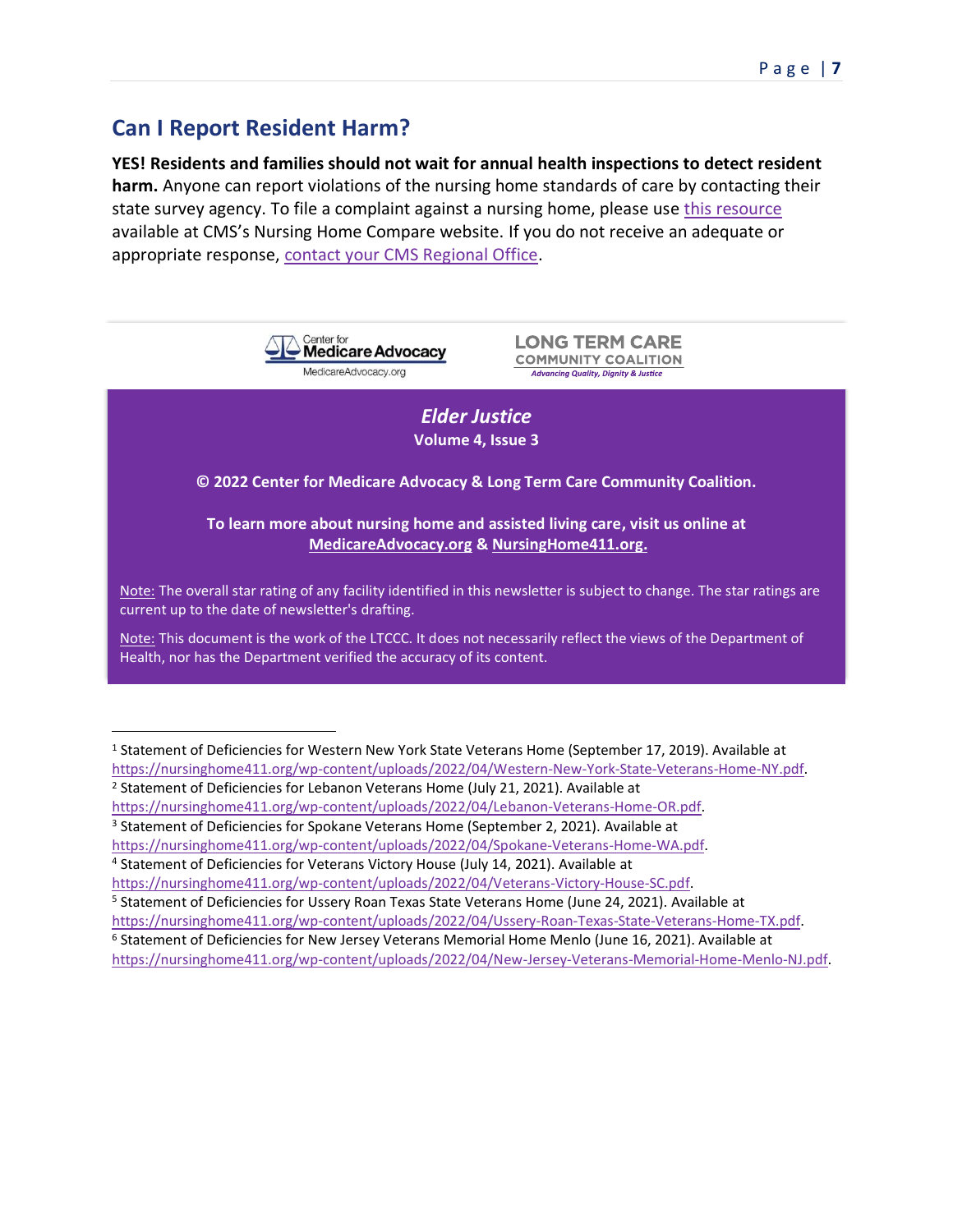## Can I Report Resident Harm?

**YES! Residents and families should not wait for annual health inspections to detect resident harm.** Anyone can report violations of the nursing home standards of care by contacting their state survey agency. To file a complaint against a nursing home, please use this resource available at CMS's Nursing Home Compare website. If you do not receive an adequate or appropriate response, contact your CMS Regional Office.

Center for Medicare Advocacy
MedicareAdvocacy.org

LONG TERM CARE COMMUNITY COALITION
*Advancing Quality, Dignity & Justice*

***Elder Justice***

**Volume 4, Issue 3**

**© 2022 Center for Medicare Advocacy & Long Term Care Community Coalition.**

**To learn more about nursing home and assisted living care, visit us online at MedicareAdvocacy.org & NursingHome411.org.**

Note: The overall star rating of any facility identified in this newsletter is subject to change. The star ratings are current up to the date of newsletter's drafting.

Note: This document is the work of the LTCCC. It does not necessarily reflect the views of the Department of Health, nor has the Department verified the accuracy of its content.

---

[1] Statement of Deficiencies for Western New York State Veterans Home (September 17, 2019). Available at https://nursinghome411.org/wp-content/uploads/2022/04/Western-New-York-State-Veterans-Home-NY.pdf.

[2] Statement of Deficiencies for Lebanon Veterans Home (July 21, 2021). Available at https://nursinghome411.org/wp-content/uploads/2022/04/Lebanon-Veterans-Home-OR.pdf.

[3] Statement of Deficiencies for Spokane Veterans Home (September 2, 2021). Available at https://nursinghome411.org/wp-content/uploads/2022/04/Spokane-Veterans-Home-WA.pdf.

[4] Statement of Deficiencies for Veterans Victory House (July 14, 2021). Available at https://nursinghome411.org/wp-content/uploads/2022/04/Veterans-Victory-House-SC.pdf.

[5] Statement of Deficiencies for Ussery Roan Texas State Veterans Home (June 24, 2021). Available at https://nursinghome411.org/wp-content/uploads/2022/04/Ussery-Roan-Texas-State-Veterans-Home-TX.pdf.

[6] Statement of Deficiencies for New Jersey Veterans Memorial Home Menlo (June 16, 2021). Available at https://nursinghome411.org/wp-content/uploads/2022/04/New-Jersey-Veterans-Memorial-Home-Menlo-NJ.pdf.